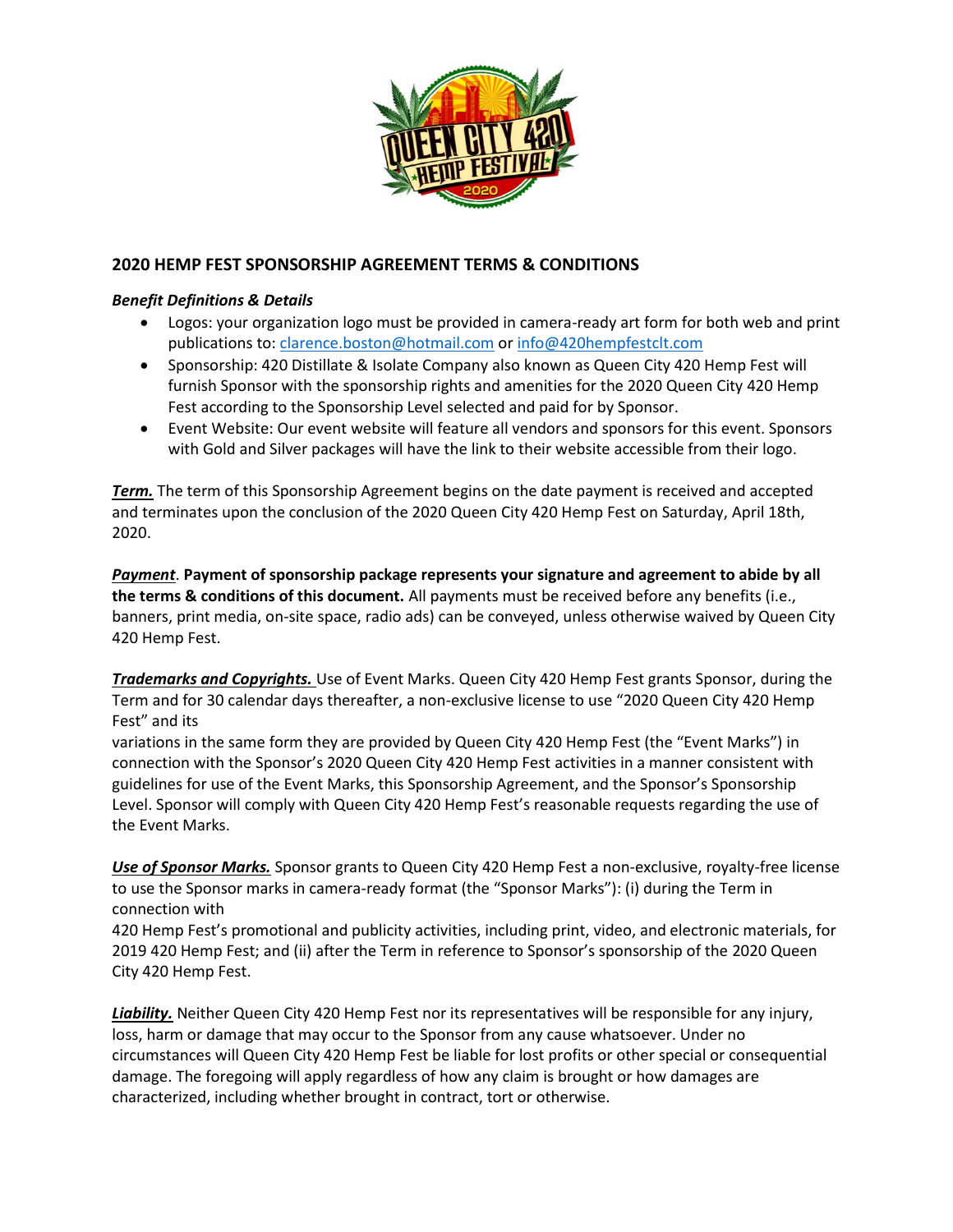## 2020 HEMP FEST SPONSORSHIP AGREEMENT TERMS & CONDITIONS

***Benefit Definitions & Details***

- Logos: your organization logo must be provided in camera-ready art form for both web and print publications to: clarence.boston@hotmail.com or info@420hempfestclt.com
- Sponsorship: 420 Distillate & Isolate Company also known as Queen City 420 Hemp Fest will furnish Sponsor with the sponsorship rights and amenities for the 2020 Queen City 420 Hemp Fest according to the Sponsorship Level selected and paid for by Sponsor.
- Event Website: Our event website will feature all vendors and sponsors for this event. Sponsors with Gold and Silver packages will have the link to their website accessible from their logo.

***Term.*** The term of this Sponsorship Agreement begins on the date payment is received and accepted and terminates upon the conclusion of the 2020 Queen City 420 Hemp Fest on Saturday, April 18th, 2020.

***Payment***. **Payment of sponsorship package represents your signature and agreement to abide by all the terms & conditions of this document.** All payments must be received before any benefits (i.e., banners, print media, on-site space, radio ads) can be conveyed, unless otherwise waived by Queen City 420 Hemp Fest.

***Trademarks and Copyrights.*** Use of Event Marks. Queen City 420 Hemp Fest grants Sponsor, during the Term and for 30 calendar days thereafter, a non-exclusive license to use "2020 Queen City 420 Hemp Fest" and its variations in the same form they are provided by Queen City 420 Hemp Fest (the "Event Marks") in connection with the Sponsor's 2020 Queen City 420 Hemp Fest activities in a manner consistent with guidelines for use of the Event Marks, this Sponsorship Agreement, and the Sponsor's Sponsorship Level. Sponsor will comply with Queen City 420 Hemp Fest's reasonable requests regarding the use of the Event Marks.

***Use of Sponsor Marks.*** Sponsor grants to Queen City 420 Hemp Fest a non-exclusive, royalty-free license to use the Sponsor marks in camera-ready format (the "Sponsor Marks"): (i) during the Term in connection with 420 Hemp Fest's promotional and publicity activities, including print, video, and electronic materials, for 2019 420 Hemp Fest; and (ii) after the Term in reference to Sponsor's sponsorship of the 2020 Queen City 420 Hemp Fest.

***Liability.*** Neither Queen City 420 Hemp Fest nor its representatives will be responsible for any injury, loss, harm or damage that may occur to the Sponsor from any cause whatsoever. Under no circumstances will Queen City 420 Hemp Fest be liable for lost profits or other special or consequential damage. The foregoing will apply regardless of how any claim is brought or how damages are characterized, including whether brought in contract, tort or otherwise.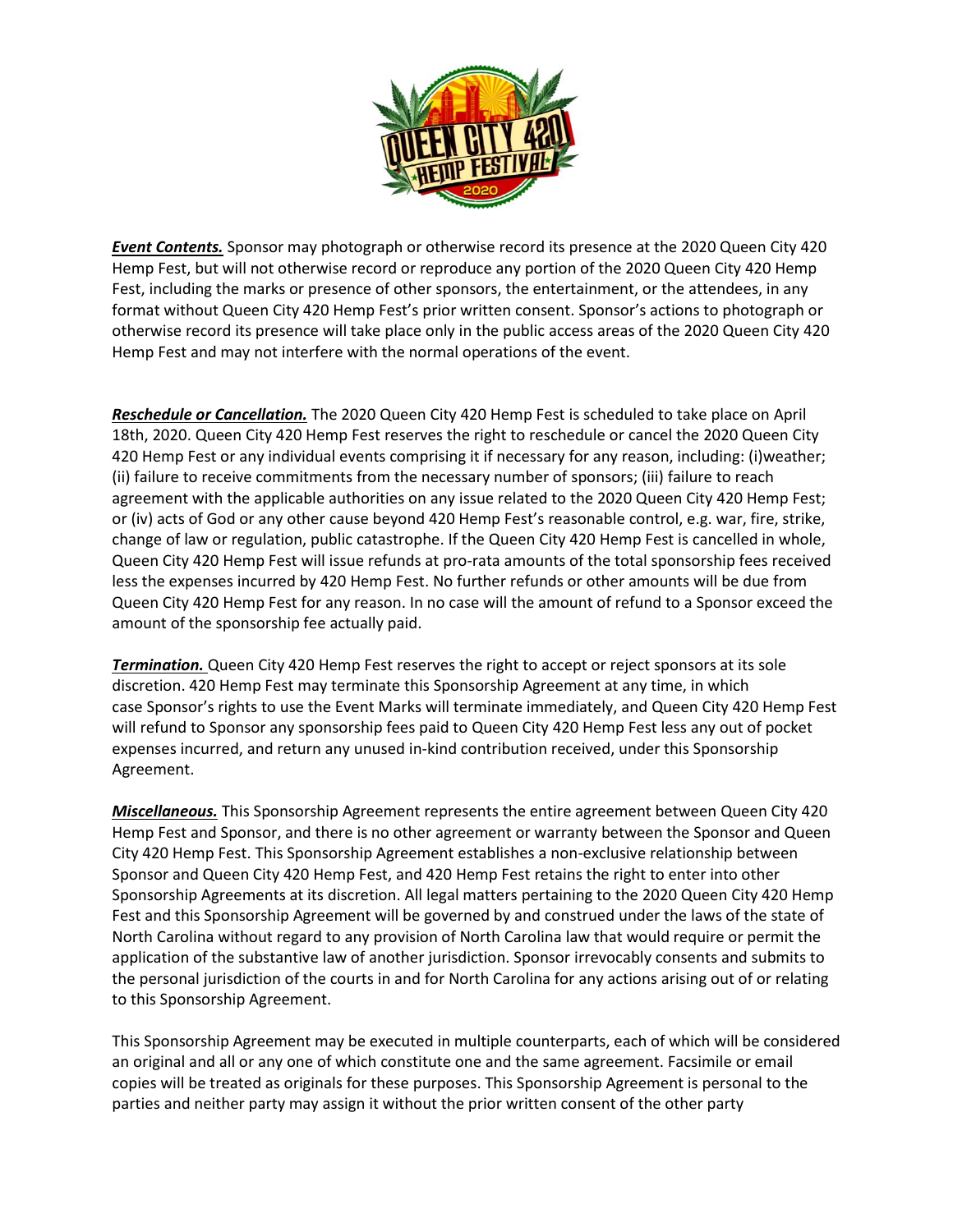***Event Contents.*** Sponsor may photograph or otherwise record its presence at the 2020 Queen City 420 Hemp Fest, but will not otherwise record or reproduce any portion of the 2020 Queen City 420 Hemp Fest, including the marks or presence of other sponsors, the entertainment, or the attendees, in any format without Queen City 420 Hemp Fest's prior written consent. Sponsor's actions to photograph or otherwise record its presence will take place only in the public access areas of the 2020 Queen City 420 Hemp Fest and may not interfere with the normal operations of the event.

***Reschedule or Cancellation.*** The 2020 Queen City 420 Hemp Fest is scheduled to take place on April 18th, 2020. Queen City 420 Hemp Fest reserves the right to reschedule or cancel the 2020 Queen City 420 Hemp Fest or any individual events comprising it if necessary for any reason, including: (i)weather; (ii) failure to receive commitments from the necessary number of sponsors; (iii) failure to reach agreement with the applicable authorities on any issue related to the 2020 Queen City 420 Hemp Fest; or (iv) acts of God or any other cause beyond 420 Hemp Fest's reasonable control, e.g. war, fire, strike, change of law or regulation, public catastrophe. If the Queen City 420 Hemp Fest is cancelled in whole, Queen City 420 Hemp Fest will issue refunds at pro-rata amounts of the total sponsorship fees received less the expenses incurred by 420 Hemp Fest. No further refunds or other amounts will be due from Queen City 420 Hemp Fest for any reason. In no case will the amount of refund to a Sponsor exceed the amount of the sponsorship fee actually paid.

***Termination.*** Queen City 420 Hemp Fest reserves the right to accept or reject sponsors at its sole discretion. 420 Hemp Fest may terminate this Sponsorship Agreement at any time, in which case Sponsor's rights to use the Event Marks will terminate immediately, and Queen City 420 Hemp Fest will refund to Sponsor any sponsorship fees paid to Queen City 420 Hemp Fest less any out of pocket expenses incurred, and return any unused in-kind contribution received, under this Sponsorship Agreement.

***Miscellaneous.*** This Sponsorship Agreement represents the entire agreement between Queen City 420 Hemp Fest and Sponsor, and there is no other agreement or warranty between the Sponsor and Queen City 420 Hemp Fest. This Sponsorship Agreement establishes a non-exclusive relationship between Sponsor and Queen City 420 Hemp Fest, and 420 Hemp Fest retains the right to enter into other Sponsorship Agreements at its discretion. All legal matters pertaining to the 2020 Queen City 420 Hemp Fest and this Sponsorship Agreement will be governed by and construed under the laws of the state of North Carolina without regard to any provision of North Carolina law that would require or permit the application of the substantive law of another jurisdiction. Sponsor irrevocably consents and submits to the personal jurisdiction of the courts in and for North Carolina for any actions arising out of or relating to this Sponsorship Agreement.

This Sponsorship Agreement may be executed in multiple counterparts, each of which will be considered an original and all or any one of which constitute one and the same agreement. Facsimile or email copies will be treated as originals for these purposes. This Sponsorship Agreement is personal to the parties and neither party may assign it without the prior written consent of the other party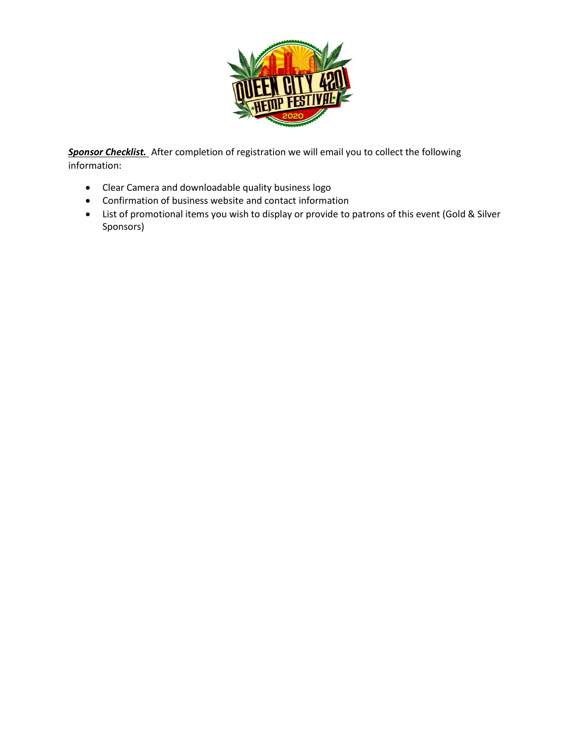***Sponsor Checklist.*** After completion of registration we will email you to collect the following information:

- Clear Camera and downloadable quality business logo
- Confirmation of business website and contact information
- List of promotional items you wish to display or provide to patrons of this event (Gold & Silver Sponsors)